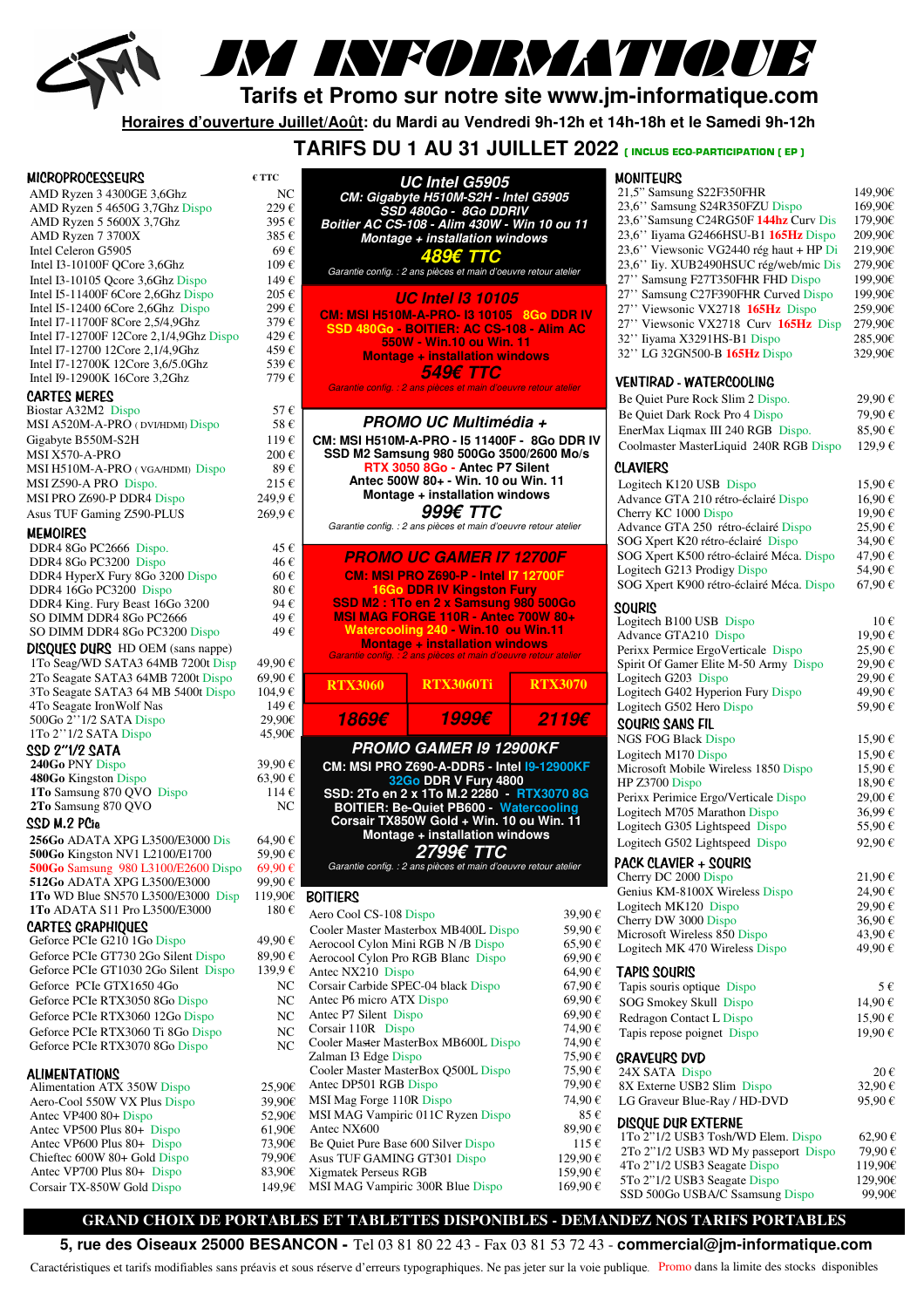# JM INFORMATIQUE

**Tarifs et Promo sur notre site www.jm-informatique.com**

**Horaires d'ouverture Juillet/Août: du Mardi au Vendredi 9h-12h et 14h-18h et le Samedi 9h-12h**

## TARIFS DU 1 AU 31 JUILLET 2022 [ INCLUS ECO-PARTICIPATION [ EP ]

### MICROPROCESSEURS

| | € TTC |
|---|---|
| AMD Ryzen 3 4300GE 3,6Ghz | NC |
| AMD Ryzen 5 4650G 3,7Ghz Dispo | 229 € |
| AMD Ryzen 5 5600X 3,7Ghz | 395 € |
| AMD Ryzen 7 3700X | 385 € |
| Intel Celeron G5905 | 69 € |
| Intel I3-10100F QCore 3,6Ghz | 109 € |
| Intel I3-10105 Qcore 3,6Ghz Dispo | 149 € |
| Intel I5-11400F 6Core 2,6Ghz Dispo | 205 € |
| Intel I5-12400 6Core 2,6Ghz Dispo | 299 € |
| Intel I7-11700F 8Core 2,5/4,9Ghz | 379 € |
| Intel I7-12700F 12Core 2,1/4,9Ghz Dispo | 429 € |
| Intel I7-12700 12Core 2,1/4,9Ghz | 459 € |
| Intel I7-12700K 12Core 3,6/5.0Ghz | 539 € |
| Intel I9-12900K 16Core 3,2Ghz | 779 € |

### CARTES MERES

| | |
|---|---|
| Biostar A32M2 Dispo | 57 € |
| MSI A520M-A-PRO ( DVI/HDMI) Dispo | 58 € |
| Gigabyte B550M-S2H | 119 € |
| MSI X570-A-PRO | 200 € |
| MSI H510M-A-PRO ( VGA/HDMI) Dispo | 89 € |
| MSI Z590-A PRO Dispo. | 215 € |
| MSI PRO Z690-P DDR4 Dispo | 249,9 € |
| Asus TUF Gaming Z590-PLUS | 269,9 € |

### MEMOIRES

| | |
|---|---|
| DDR4 8Go PC2666 Dispo. | 45 € |
| DDR4 8Go PC3200 Dispo | 46 € |
| DDR4 HyperX Fury 8Go 3200 Dispo | 60 € |
| DDR4 16Go PC3200 Dispo | 80 € |
| DDR4 King. Fury Beast 16Go 3200 | 94 € |
| SO DIMM DDR4 8Go PC2666 | 49 € |
| SO DIMM DDR4 8Go PC3200 Dispo | 49 € |

### DISQUES DURS HD OEM (sans nappe)

| | |
|---|---|
| 1To Seag/WD SATA3 64MB 7200t Disp | 49,90 € |
| 2To Seagate SATA3 64MB 7200t Dispo | 69,90 € |
| 3To Seagate SATA3 64 MB 5400t Dispo | 104,9 € |
| 4To Seagate IronWolf Nas | 149 € |
| 500Go 2''1/2 SATA Dispo | 29,90€ |
| 1To 2''1/2 SATA Dispo | 45,90€ |

### SSD 2"1/2 SATA

| | |
|---|---|
| **240Go** PNY Dispo | 39,90 € |
| **480Go** Kingston Dispo | 63,90 € |
| **1To** Samsung 870 QVO Dispo | 114 € |
| **2To** Samsung 870 QVO | NC |

### SSD M.2 PCIe

| | |
|---|---|
| **256Go** ADATA XPG L3500/E3000 Dis | 64,90 € |
| **500Go** Kingston NV1 L2100/E1700 | 59,90 € |
| **500Go** Samsung 980 L3100/E2600 Dispo | 69,90 € |
| **512Go** ADATA XPG L3500/E3000 | 99,90 € |
| **1To** WD Blue SN570 L3500/E3000 Disp | 119,90€ |
| **1To** ADATA S11 Pro L3500/E3000 | 180 € |

### CARTES GRAPHIQUES

| | |
|---|---|
| Geforce PCIe G210 1Go Dispo | 49,90 € |
| Geforce PCIe GT730 2Go Silent Dispo | 89,90 € |
| Geforce PCIe GT1030 2Go Silent Dispo | 139,9 € |
| Geforce PCIe GTX1650 4Go | NC |
| Geforce PCIe RTX3050 8Go Dispo | NC |
| Geforce PCIe RTX3060 12Go Dispo | NC |
| Geforce PCIe RTX3060 Ti 8Go Dispo | NC |
| Geforce PCIe RTX3070 8Go Dispo | NC |

### ALIMENTATIONS

| | |
|---|---|
| Alimentation ATX 350W Dispo | 25,90€ |
| Aero-Cool 550W VX Plus Dispo | 39,90€ |
| Antec VP400 80+ Dispo | 52,90€ |
| Antec VP500 Plus 80+ Dispo | 61,90€ |
| Antec VP600 Plus 80+ Dispo | 73,90€ |
| Chieftec 600W 80+ Gold Dispo | 79,90€ |
| Antec VP700 Plus 80+ Dispo | 83,90€ |
| Corsair TX-850W Gold Dispo | 149,9€ |

### *UC Intel G5905*

**CM: Gigabyte H510M-S2H - Intel G5905**
**SSD 480Go - 8Go DDRIV**
**Boitier AC CS-108 - Alim 430W - Win 10 ou 11**
**Montage + installation windows**

**489€ TTC**

*Garantie config. : 2 ans pièces et main d'oeuvre retour atelier*

### *UC Intel I3 10105*

**CM: MSI H510M-A-PRO- I3 10105 8Go DDR IV**
**SSD 480Go - BOITIER: AC CS-108 - Alim AC 550W - Win.10 ou Win. 11**
**Montage + installation windows**

**549€ TTC**

*Garantie config. : 2 ans pièces et main d'oeuvre retour atelier*

### *PROMO UC Multimédia +*

**CM: MSI H510M-A-PRO - I5 11400F - 8Go DDR IV**
**SSD M2 Samsung 980 500Go 3500/2600 Mo/s**
**RTX 3050 8Go - Antec 700W Silent**
**Antec 500W 80+ - Win. 10 ou Win. 11**
**Montage + installation windows**

**999€ TTC**

*Garantie config. : 2 ans pièces et main d'oeuvre retour atelier*

### *PROMO UC GAMER I7 12700F*

**CM: MSI PRO Z690-P - Intel I7 12700F**
**16Go DDR IV Kingston Fury**
**SSD M2 : 1To en 2 x Samsung 980 500Go**
**MSI MAG FORGE 110R - Antec 700W 80+**
**Watercooling 240 - Win.10 ou Win.11**
**Montage + installation windows**

*Garantie config. : 2 ans pièces et main d'oeuvre retour atelier*

| RTX3060 | RTX3060Ti | RTX3070 |
|---|---|---|
| 1869€ | 1999€ | 2119€ |

### *PROMO GAMER I9 12900KF*

**CM: MSI PRO Z690-A-DDR5 - Intel I9-12900KF**
**32Go DDR V Fury 4800**
**SSD: 2To en 2 x 1To M.2 2280 - RTX3070 8G**
**BOITIER: Be-Quiet PB600 - Watercooling**
**Corsair TX850W Gold + Win. 10 ou Win. 11**
**Montage + installation windows**

**2799€ TTC**

*Garantie config. : 2 ans pièces et main d'oeuvre retour atelier*

### BOITIERS

| | |
|---|---|
| Aero Cool CS-108 Dispo | 39,90 € |
| Cooler Master Masterbox MB400L Dispo | 59,90 € |
| Aerocool Cylon Mini RGB N /B Dispo | 65,90 € |
| Aerocool Cylon Pro RGB Blanc Dispo | 69,90 € |
| Antec NX210 Dispo | 64,90 € |
| Corsair Carbide SPEC-04 black Dispo | 67,90 € |
| Antec P6 micro ATX Dispo | 69,90 € |
| Antec P7 Silent Dispo | 69,90 € |
| Corsair 110R Dispo | 74,90 € |
| Cooler Master MasterBox MB600L Dispo | 74,90 € |
| Zalman I3 Edge Dispo | 75,90 € |
| Cooler Master MasterBox Q500L Dispo | 75,90 € |
| Antec DP501 RGB Dispo | 79,90 € |
| MSI Mag Forge 110R Dispo | 74,90 € |
| MSI MAG Vampiric 011C Ryzen Dispo | 85 € |
| Antec NX600 | 89,90 € |
| Be Quiet Pure Base 600 Silver Dispo | 115 € |
| Asus TUF GAMING GT301 Dispo | 129,90 € |
| Xigmatek Perseus RGB | 159,90 € |
| MSI MAG Vampiric 300R Blue Dispo | 169,90 € |

### MONITEURS

| | |
|---|---|
| 21,5" Samsung S22F350FHR | 149,90€ |
| 23,6'' Samsung S24R350FZU Dispo | 169,90€ |
| 23,6''Samsung C24RG50F 144hz Curv Dis | 179,90€ |
| 23,6'' Iiyama G2466HSU-B1 165Hz Dispo | 209,90€ |
| 23,6'' Viewsonic VG2440 rég haut + HP Di | 219,90€ |
| 23,6'' Iiy. XUB2490HSUC rég/web/mic Dis | 279,90€ |
| 27'' Samsung F27T350FHR FHD Dispo | 199,90€ |
| 27'' Samsung C27F390FHR Curved Dispo | 199,90€ |
| 27'' Viewsonic VX2718 165Hz Dispo | 259,90€ |
| 27'' Viewsonic VX2718 Curv 165Hz Disp | 279,90€ |
| 32'' Iiyama X3291HS-B1 Dispo | 285,90€ |
| 32'' LG 32GN500-B 165Hz Dispo | 329,90€ |

### VENTIRAD - WATERCOOLING

| | |
|---|---|
| Be Quiet Pure Rock Slim 2 Dispo. | 29,90 € |
| Be Quiet Dark Rock Pro 4 Dispo | 79,90 € |
| EnerMax Liqmax III 240 RGB Dispo. | 85,90 € |
| Coolmaster MasterLiquid 240R RGB Dispo | 129,9 € |

### CLAVIERS

| | |
|---|---|
| Logitech K120 USB Dispo | 15,90 € |
| Advance GTA 210 rétro-éclairé Dispo | 16,90 € |
| Cherry KC 1000 Dispo | 19,90 € |
| Advance GTA 250 rétro-éclairé Dispo | 25,90 € |
| SOG Xpert K20 rétro-éclairé Dispo | 34,90 € |
| SOG Xpert K500 rétro-éclairé Méca. Dispo | 47,90 € |
| Logitech G213 Prodigy Dispo | 54,90 € |
| SOG Xpert K900 rétro-éclairé Méca. Dispo | 67,90 € |

### SOURIS

| | |
|---|---|
| Logitech B100 USB Dispo | 10 € |
| Advance GTA210 Dispo | 19,90 € |
| Perixx Permice ErgoVerticale Dispo | 25,90 € |
| Spirit Of Gamer Elite M-50 Army Dispo | 29,90 € |
| Logitech G203 Dispo | 29,90 € |
| Logitech G402 Hyperion Fury Dispo | 49,90 € |
| Logitech G502 Hero Dispo | 59,90 € |

### SOURIS SANS FIL

| | |
|---|---|
| NGS FOG Black Dispo | 15,90 € |
| Logitech M170 Dispo | 15,90 € |
| Microsoft Mobile Wireless 1850 Dispo | 15,90 € |
| HP Z3700 Dispo | 18,90 € |
| Perixx Perimice Ergo/Verticale Dispo | 29,00 € |
| Logitech M705 Marathon Dispo | 36,99 € |
| Logitech G305 Lightspeed Dispo | 55,90 € |
| Logitech G502 Lightspeed Dispo | 92,90 € |

### PACK CLAVIER + SOURIS

| | |
|---|---|
| Cherry DC 2000 Dispo | 21,90 € |
| Genius KM-8100X Wireless Dispo | 24,90 € |
| Logitech MK120 Dispo | 29,90 € |
| Cherry DW 3000 Dispo | 36,90 € |
| Microsoft Wireless 850 Dispo | 43,90 € |
| Logitech MK 470 Wireless Dispo | 49,90 € |

### TAPIS SOURIS

| | |
|---|---|
| Tapis souris optique Dispo | 5 € |
| SOG Smokey Skull Dispo | 14,90 € |
| Redragon Contact L Dispo | 15,90 € |
| Tapis repose poignet Dispo | 19,90 € |

### GRAVEURS DVD

| | |
|---|---|
| 24X SATA Dispo | 20 € |
| 8X Externe USB2 Slim Dispo | 32,90 € |
| LG Graveur Blue-Ray / HD-DVD | 95,90 € |

### DISQUE DUR EXTERNE

| | |
|---|---|
| 1To 2''1/2 USB3 Tosh/WD Elem. Dispo | 62,90 € |
| 2To 2''1/2 USB3 WD My passeport Dispo | 79,90 € |
| 4To 2''1/2 USB3 Seagate Dispo | 119,90€ |
| 5To 2''1/2 USB3 Seagate Dispo | 129,90€ |
| SSD 500Go USBA/C Ssamsung Dispo | 99,90€ |

**GRAND CHOIX DE PORTABLES ET TABLETTES DISPONIBLES - DEMANDEZ NOS TARIFS PORTABLES**

**5, rue des Oiseaux 25000 BESANCON -** Tel 03 81 80 22 43 - Fax 03 81 53 72 43 - **commercial@jm-informatique.com**

Caractéristiques et tarifs modifiables sans préavis et sous réserve d'erreurs typographiques. Ne pas jeter sur la voie publique. Promo dans la limite des stocks disponibles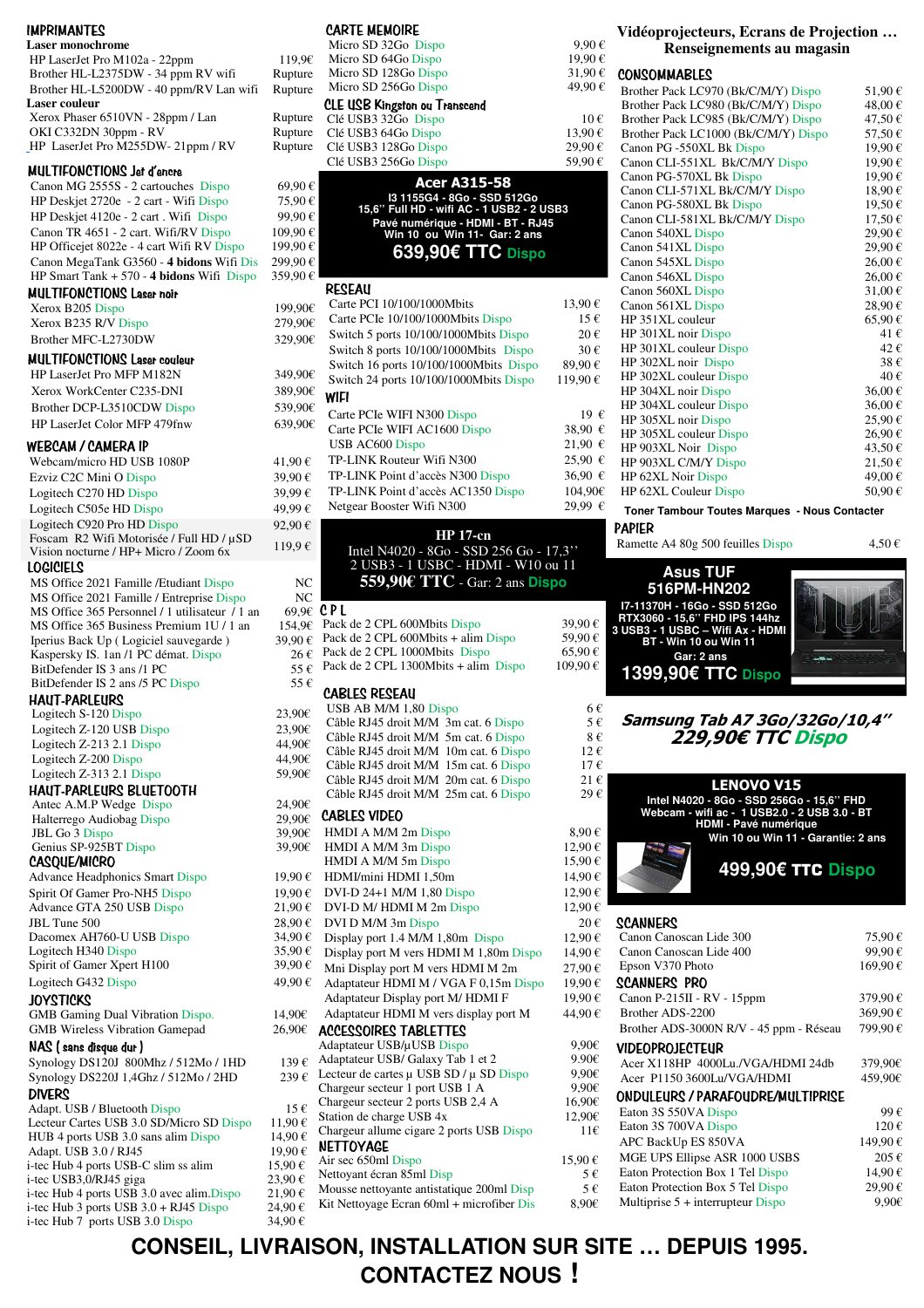## IMPRIMANTES

**Laser monochrome**

| | |
|---|---|
| HP LaserJet Pro M102a - 22ppm | 119,9€ |
| Brother HL-L2375DW - 34 ppm RV wifi | Rupture |
| Brother HL-L5200DW - 40 ppm/RV Lan wifi | Rupture |

**Laser couleur**

| | |
|---|---|
| Xerox Phaser 6510VN - 28ppm / Lan | Rupture |
| OKI C332DN 30ppm - RV | Rupture |
| HP LaserJet Pro M255DW- 21ppm / RV | Rupture |

## MULTIFONCTIONS Jet d'encre

| | |
|---|---|
| Canon MG 2555S - 2 cartouches Dispo | 69,90 € |
| HP Deskjet 2720e - 2 cart - Wifi Dispo | 75,90 € |
| HP Deskjet 4120e - 2 cart . Wifi Dispo | 99,90 € |
| Canon TR 4651 - 2 cart. Wifi/RV Dispo | 109,90 € |
| HP Officejet 8022e - 4 cart Wifi RV Dispo | 199,90 € |
| Canon MegaTank G3560 - **4 bidons** Wifi Dis | 299,90 € |
| HP Smart Tank + 570 - **4 bidons** Wifi Dispo | 359,90 € |

## MULTIFONCTIONS Laser noir

| | |
|---|---|
| Xerox B205 Dispo | 199,90€ |
| Xerox B235 R/V Dispo | 279,90€ |
| Brother MFC-L2730DW | 329,90€ |

## MULTIFONCTIONS Laser couleur

| | |
|---|---|
| HP LaserJet Pro MFP M182N | 349,90€ |
| Xerox WorkCenter C235-DNI | 389,90€ |
| Brother DCP-L3510CDW Dispo | 539,90€ |
| HP LaserJet Color MFP 479fnw | 639,90€ |

## WEBCAM / CAMERA IP

| | |
|---|---|
| Webcam/micro HD USB 1080P | 41,90 € |
| Ezviz C2C Mini O Dispo | 39,90 € |
| Logitech C270 HD Dispo | 39,99 € |
| Logitech C505e HD Dispo | 49,99 € |
| Logitech C920 Pro HD Dispo | 92,90 € |
| Foscam R2 Wifi Motorisée / Full HD / µSD Vision nocturne / HP+ Micro / Zoom 6x | 119,9 € |

## LOGICIELS

| | |
|---|---|
| MS Office 2021 Famille /Etudiant Dispo | NC |
| MS Office 2021 Famille / Entreprise Dispo | NC |
| MS Office 365 Personnel / 1 utilisateur / 1 an | 69,9€ |
| MS Office 365 Business Premium 1U / 1 an | 154,9€ |
| Iperius Back Up ( Logiciel sauvegarde ) | 39,90 € |
| Kaspersky IS. 1an /1 PC démat. Dispo | 26 € |
| BitDefender IS 3 ans /1 PC | 55 € |
| BitDefender IS 2 ans /5 PC Dispo | 55 € |

## HAUT-PARLEURS

| | |
|---|---|
| Logitech S-120 Dispo | 23,90€ |
| Logitech Z-120 USB Dispo | 23,90€ |
| Logitech Z-213 2.1 Dispo | 44,90€ |
| Logitech Z-200 Dispo | 44,90€ |
| Logitech Z-313 2.1 Dispo | 59,90€ |

## HAUT-PARLEURS BLUETOOTH

| | |
|---|---|
| Antec A.M.P Wedge Dispo | 24,90€ |
| Halterrego Audiobag Dispo | 29,90€ |
| JBL Go 3 Dispo | 39,90€ |
| Genius SP-925BT Dispo | 39,90€ |

## CASQUE/MICRO

| | |
|---|---|
| Advance Headphonics Smart Dispo | 19,90 € |
| Spirit Of Gamer Pro-NH5 Dispo | 19,90 € |
| Advance GTA 250 USB Dispo | 21,90 € |
| JBL Tune 500 | 28,90 € |
| Dacomex AH760-U USB Dispo | 34,90 € |
| Logitech H340 Dispo | 35,90 € |
| Spirit of Gamer Xpert H100 | 39,90 € |
| Logitech G432 Dispo | 49,90 € |

## JOYSTICKS

| | |
|---|---|
| GMB Gaming Dual Vibration Dispo. | 14,90€ |
| GMB Wireless Vibration Gamepad | 26,90€ |

## NAS ( sans disque dur )

| | |
|---|---|
| Synology DS120J 800Mhz / 512Mo / 1HD | 139 € |
| Synology DS220J 1,4Ghz / 512Mo / 2HD | 239 € |

## DIVERS

| | |
|---|---|
| Adapt. USB / Bluetooth Dispo | 15 € |
| Lecteur Cartes USB 3.0 SD/Micro SD Dispo | 11,90 € |
| HUB 4 ports USB 3.0 sans alim Dispo | 14,90 € |
| Adapt. USB 3.0 / RJ45 | 19,90 € |
| i-tec Hub 4 ports USB-C slim ss alim | 15,90 € |
| i-tec USB3,0/RJ45 giga | 23,90 € |
| i-tec Hub 4 ports USB 3.0 avec alim.Dispo | 21,90 € |
| i-tec Hub 3 ports USB 3.0 + RJ45 Dispo | 24,90 € |
| i-tec Hub 7 ports USB 3.0 Dispo | 34,90 € |

## CARTE MEMOIRE

| | |
|---|---|
| Micro SD 32Go Dispo | 9,90 € |
| Micro SD 64Go Dispo | 19,90 € |
| Micro SD 128Go Dispo | 31,90 € |
| Micro SD 256Go Dispo | 49,90 € |

## CLE USB Kingston ou Transcend

| | |
|---|---|
| Clé USB3 32Go Dispo | 10 € |
| Clé USB3 64Go Dispo | 13,90 € |
| Clé USB3 128Go Dispo | 29,90 € |
| Clé USB3 256Go Dispo | 59,90 € |

### Acer A315-58

I3 1155G4 - 8Go - SSD 512Go
15,6'' Full HD - wifi AC - 1 USB2 - 2 USB3
Pavé numérique - HDMI - BT - RJ45
Win 10 ou Win 11- Gar: 2 ans

**639,90€ TTC Dispo**

## RESEAU

| | |
|---|---|
| Carte PCI 10/100/1000Mbits | 13,90 € |
| Carte PCIe 10/100/1000Mbits Dispo | 15 € |
| Switch 5 ports 10/100/1000Mbits Dispo | 20 € |
| Switch 8 ports 10/100/1000Mbits Dispo | 30 € |
| Switch 16 ports 10/100/1000Mbits Dispo | 89,90 € |
| Switch 24 ports 10/100/1000Mbits Dispo | 119,90 € |

## WIFI

| | |
|---|---|
| Carte PCIe WIFI N300 Dispo | 19 € |
| Carte PCIe WIFI AC1600 Dispo | 38,90 € |
| USB AC600 Dispo | 21,90 € |
| TP-LINK Routeur Wifi N300 | 25,90 € |
| TP-LINK Point d'accès N300 Dispo | 36,90 € |
| TP-LINK Point d'accès AC1350 Dispo | 104,90€ |
| Netgear Booster Wifi N300 | 29,99 € |

### HP 17-cn

Intel N4020 - 8Go - SSD 256 Go - 17,3''
2 USB3 - 1 USBC - HDMI - W10 ou 11

**559,90€ TTC** - Gar: 2 ans **Dispo**

## C P L

| | |
|---|---|
| Pack de 2 CPL 600Mbits Dispo | 39,90 € |
| Pack de 2 CPL 600Mbits + alim Dispo | 59,90 € |
| Pack de 2 CPL 1000Mbits Dispo | 65,90 € |
| Pack de 2 CPL 1300Mbits + alim Dispo | 109,90 € |

## CABLES RESEAU

| | |
|---|---|
| USB AB M/M 1,80 Dispo | 6 € |
| Câble RJ45 droit M/M 3m cat. 6 Dispo | 5 € |
| Câble RJ45 droit M/M 5m cat. 6 Dispo | 8 € |
| Câble RJ45 droit M/M 10m cat. 6 Dispo | 12 € |
| Câble RJ45 droit M/M 15m cat. 6 Dispo | 17 € |
| Câble RJ45 droit M/M 20m cat. 6 Dispo | 21 € |
| Câble RJ45 droit M/M 25m cat. 6 Dispo | 29 € |

## CABLES VIDEO

| | |
|---|---|
| HMDI A M/M 2m Dispo | 8,90 € |
| HMDI A M/M 3m Dispo | 12,90 € |
| HMDI A M/M 5m Dispo | 15,90 € |
| HDMI/mini HDMI 1,50m | 14,90 € |
| DVI-D 24+1 M/M 1,80 Dispo | 12,90 € |
| DVI-D M/ HDMI M 2m Dispo | 12,90 € |
| DVI D M/M 3m Dispo | 20 € |
| Display port 1.4 M/M 1,80m Dispo | 12,90 € |
| Display port M vers HDMI M 1,80m Dispo | 14,90 € |
| Mni Display port M vers HDMI M 2m | 27,90 € |
| Adaptateur HDMI M / VGA F 0,15m Dispo | 19,90 € |
| Adaptateur Display port M/ HDMI F | 19,90 € |
| Adaptateur HDMI M vers display port M | 44,90 € |

## ACCESSOIRES TABLETTES

| | |
|---|---|
| Adaptateur USB/µUSB Dispo | 9,90€ |
| Adaptateur USB/ Galaxy Tab 1 et 2 | 9,90€ |
| Lecteur de cartes µ USB SD / µ SD Dispo | 9,90€ |
| Chargeur secteur 1 port USB 1 A | 9,90€ |
| Chargeur secteur 2 ports USB 2,4 A | 16,90€ |
| Station de charge USB 4x | 12,90€ |
| Chargeur allume cigare 2 ports USB Dispo | 11€ |

## NETTOYAGE

| | |
|---|---|
| Air sec 650ml Dispo | 15,90 € |
| Nettoyant écran 85ml Disp | 5 € |
| Mousse nettoyante antistatique 200ml Disp | 5 € |
| Kit Nettoyage Ecran 60ml + microfiber Dis | 8,90€ |

**Vidéoprojecteurs, Ecrans de Projection … Renseignements au magasin**

## CONSOMMABLES

| | |
|---|---|
| Brother Pack LC970 (Bk/C/M/Y) Dispo | 51,90 € |
| Brother Pack LC980 (Bk/C/M/Y) Dispo | 48,00 € |
| Brother Pack LC985 (Bk/C/M/Y) Dispo | 47,50 € |
| Brother Pack LC1000 (Bk/C/M/Y) Dispo | 57,50 € |
| Canon PG -550XL Bk Dispo | 19,90 € |
| Canon CLI-551XL Bk/C/M/Y Dispo | 19,90 € |
| Canon PG-570XL Bk Dispo | 19,90 € |
| Canon CLI-571XL Bk/C/M/Y Dispo | 18,90 € |
| Canon PG-580XL Bk Dispo | 19,50 € |
| Canon CLI-581XL Bk/C/M/Y Dispo | 17,50 € |
| Canon 540XL Dispo | 29,90 € |
| Canon 541XL Dispo | 29,90 € |
| Canon 545XL Dispo | 26,00 € |
| Canon 546XL Dispo | 26,00 € |
| Canon 560XL Dispo | 31,00 € |
| Canon 561XL Dispo | 28,90 € |
| HP 351XL couleur | 65,90 € |
| HP 301XL noir Dispo | 41 € |
| HP 301XL couleur Dispo | 42 € |
| HP 302XL noir Dispo | 38 € |
| HP 302XL couleur Dispo | 40 € |
| HP 304XL noir Dispo | 36,00 € |
| HP 304XL couleur Dispo | 36,00 € |
| HP 305XL noir Dispo | 25,90 € |
| HP 305XL couleur Dispo | 26,90 € |
| HP 903XL Noir Dispo | 43,50 € |
| HP 903XL C/M/Y Dispo | 21,50 € |
| HP 62XL Noir Dispo | 49,00 € |
| HP 62XL Couleur Dispo | 50,90 € |

**Toner Tambour Toutes Marques - Nous Contacter**

## PAPIER

| | |
|---|---|
| Ramette A4 80g 500 feuilles Dispo | 4,50 € |

### Asus TUF 516PM-HN202

I7-11370H - 16Go - SSD 512Go
RTX3060 - 15,6'' FHD IPS 144hz
3 USB3 - 1 USBC – Wifi Ax - HDMI
BT - Win 10 ou Win 11
Gar: 2 ans

**1399,90€ TTC Dispo**

***Samsung Tab A7 3Go/32Go/10,4''***
***229,90€ TTC Dispo***

### LENOVO V15

Intel N4020 - 8Go - SSD 256Go - 15,6'' FHD
Webcam - wifi ac - 1 USB2.0 - 2 USB 3.0 - BT
HDMI - Pavé numérique
Win 10 ou Win 11 - Garantie: 2 ans

**499,90€ TTC Dispo**

## SCANNERS

| | |
|---|---|
| Canon Canoscan Lide 300 | 75,90 € |
| Canon Canoscan Lide 400 | 99,90 € |
| Epson V370 Photo | 169,90 € |

## SCANNERS PRO

| | |
|---|---|
| Canon P-215II - RV - 15ppm | 379,90 € |
| Brother ADS-2200 | 369,90 € |
| Brother ADS-3000N R/V - 45 ppm - Réseau | 799,90 € |

## VIDEOPROJECTEUR

| | |
|---|---|
| Acer X118HP 4000Lu./VGA/HDMI 24db | 379,90€ |
| Acer P1150 3600Lu/VGA/HDMI | 459,90€ |

## ONDULEURS / PARAFOUDRE/MULTIPRISE

| | |
|---|---|
| Eaton 3S 550VA Dispo | 99 € |
| Eaton 3S 700VA Dispo | 120 € |
| APC BackUp ES 850VA | 149,90 € |
| MGE UPS Ellipse ASR 1000 USBS | 205 € |
| Eaton Protection Box 1 Tel Dispo | 14,90 € |
| Eaton Protection Box 5 Tel Dispo | 29,90 € |
| Multiprise 5 + interrupteur Dispo | 9,90€ |

**CONSEIL, LIVRAISON, INSTALLATION SUR SITE … DEPUIS 1995.**
**CONTACTEZ NOUS !**